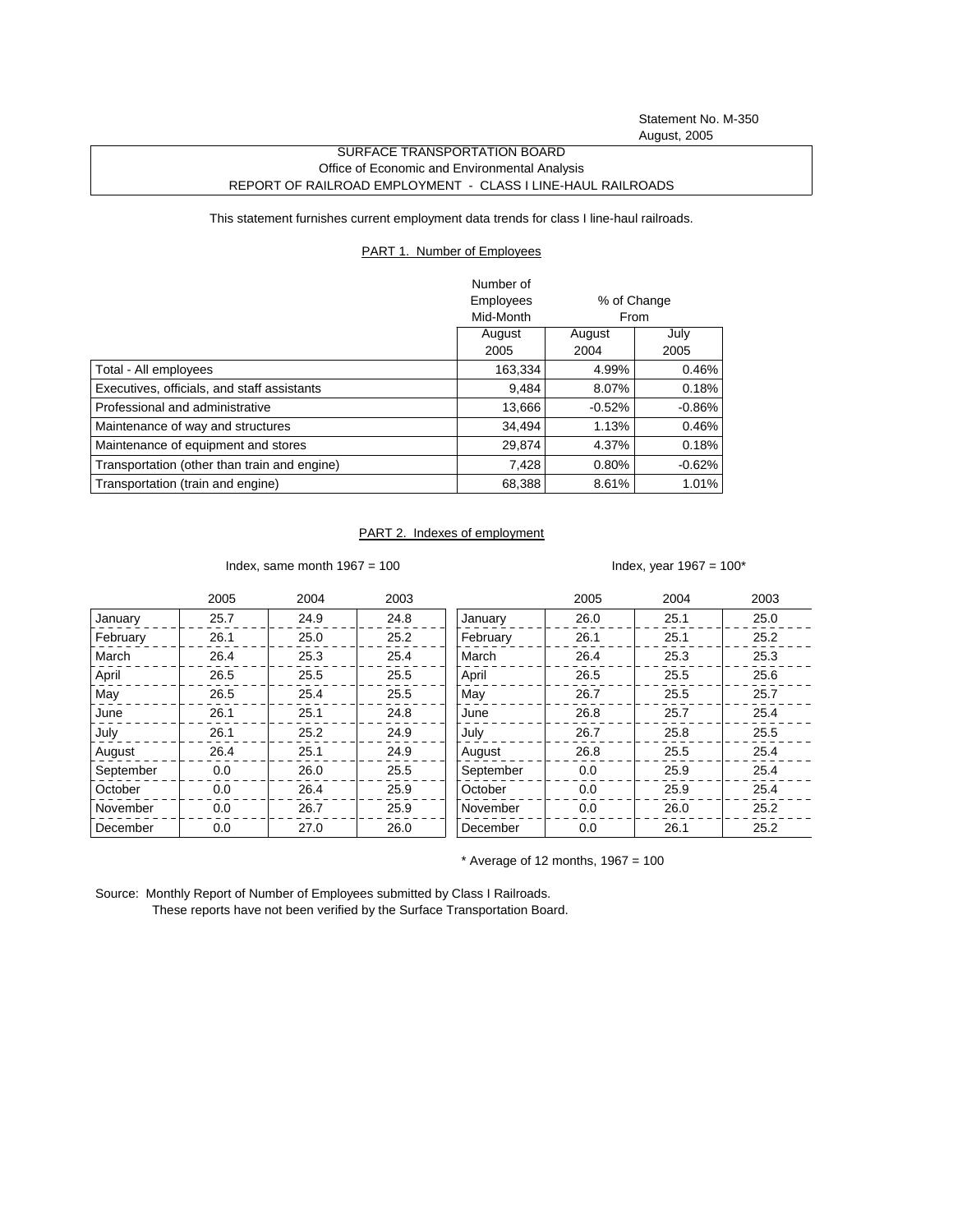Statement No. M-350
August, 2005

SURFACE TRANSPORTATION BOARD
Office of Economic and Environmental Analysis
REPORT OF RAILROAD EMPLOYMENT - CLASS I LINE-HAUL RAILROADS

This statement furnishes current employment data trends for class I line-haul railroads.

## PART 1. Number of Employees

| | Number of Employees Mid-Month | % of Change From | |
|---|---|---|---|
| | August 2005 | August 2004 | July 2005 |
| Total - All employees | 163,334 | 4.99% | 0.46% |
| Executives, officials, and staff assistants | 9,484 | 8.07% | 0.18% |
| Professional and administrative | 13,666 | -0.52% | -0.86% |
| Maintenance of way and structures | 34,494 | 1.13% | 0.46% |
| Maintenance of equipment and stores | 29,874 | 4.37% | 0.18% |
| Transportation (other than train and engine) | 7,428 | 0.80% | -0.62% |
| Transportation (train and engine) | 68,388 | 8.61% | 1.01% |

## PART 2. Indexes of employment

Index, same month 1967 = 100

| | 2005 | 2004 | 2003 |
|---|---|---|---|
| January | 25.7 | 24.9 | 24.8 |
| February | 26.1 | 25.0 | 25.2 |
| March | 26.4 | 25.3 | 25.4 |
| April | 26.5 | 25.5 | 25.5 |
| May | 26.5 | 25.4 | 25.5 |
| June | 26.1 | 25.1 | 24.8 |
| July | 26.1 | 25.2 | 24.9 |
| August | 26.4 | 25.1 | 24.9 |
| September | 0.0 | 26.0 | 25.5 |
| October | 0.0 | 26.4 | 25.9 |
| November | 0.0 | 26.7 | 25.9 |
| December | 0.0 | 27.0 | 26.0 |

Index, year 1967 = 100*

| | 2005 | 2004 | 2003 |
|---|---|---|---|
| January | 26.0 | 25.1 | 25.0 |
| February | 26.1 | 25.1 | 25.2 |
| March | 26.4 | 25.3 | 25.3 |
| April | 26.5 | 25.5 | 25.6 |
| May | 26.7 | 25.5 | 25.7 |
| June | 26.8 | 25.7 | 25.4 |
| July | 26.7 | 25.8 | 25.5 |
| August | 26.8 | 25.5 | 25.4 |
| September | 0.0 | 25.9 | 25.4 |
| October | 0.0 | 25.9 | 25.4 |
| November | 0.0 | 26.0 | 25.2 |
| December | 0.0 | 26.1 | 25.2 |

* Average of 12 months, 1967 = 100

Source: Monthly Report of Number of Employees submitted by Class I Railroads.
These reports have not been verified by the Surface Transportation Board.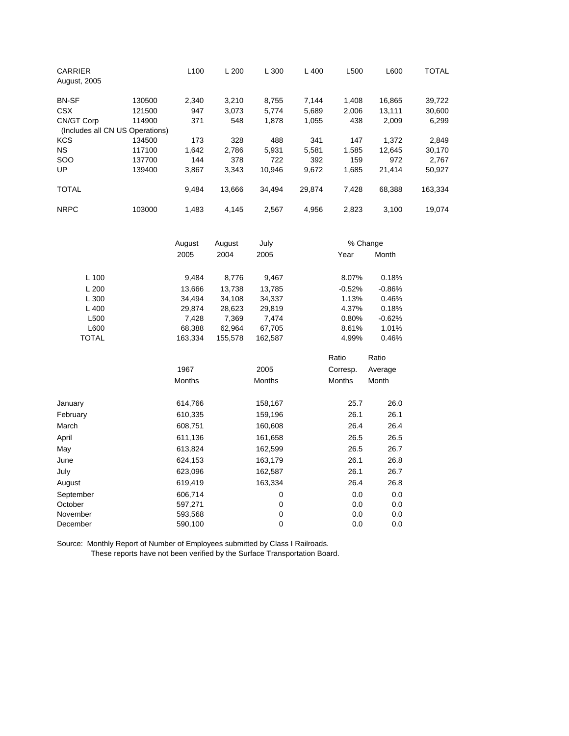| CARRIER<br>August, 2005 | | L100 | L 200 | L 300 | L 400 | L500 | L600 | TOTAL |
|---|---|---|---|---|---|---|---|---|
| BN-SF | 130500 | 2,340 | 3,210 | 8,755 | 7,144 | 1,408 | 16,865 | 39,722 |
| CSX | 121500 | 947 | 3,073 | 5,774 | 5,689 | 2,006 | 13,111 | 30,600 |
| CN/GT Corp<br>(Includes all CN US Operations) | 114900 | 371 | 548 | 1,878 | 1,055 | 438 | 2,009 | 6,299 |
| KCS | 134500 | 173 | 328 | 488 | 341 | 147 | 1,372 | 2,849 |
| NS | 117100 | 1,642 | 2,786 | 5,931 | 5,581 | 1,585 | 12,645 | 30,170 |
| SOO | 137700 | 144 | 378 | 722 | 392 | 159 | 972 | 2,767 |
| UP | 139400 | 3,867 | 3,343 | 10,946 | 9,672 | 1,685 | 21,414 | 50,927 |
| TOTAL | | 9,484 | 13,666 | 34,494 | 29,874 | 7,428 | 68,388 | 163,334 |
| NRPC | 103000 | 1,483 | 4,145 | 2,567 | 4,956 | 2,823 | 3,100 | 19,074 |

| | August 2005 | August 2004 | July 2005 | % Change Year | % Change Month |
|---|---|---|---|---|---|
| L 100 | 9,484 | 8,776 | 9,467 | 8.07% | 0.18% |
| L 200 | 13,666 | 13,738 | 13,785 | -0.52% | -0.86% |
| L 300 | 34,494 | 34,108 | 34,337 | 1.13% | 0.46% |
| L 400 | 29,874 | 28,623 | 29,819 | 4.37% | 0.18% |
| L500 | 7,428 | 7,369 | 7,474 | 0.80% | -0.62% |
| L600 | 68,388 | 62,964 | 67,705 | 8.61% | 1.01% |
| TOTAL | 163,334 | 155,578 | 162,587 | 4.99% | 0.46% |

| | 1967 Months | 2005 Months | Ratio Corresp. Months | Ratio Average Month |
|---|---|---|---|---|
| January | 614,766 | 158,167 | 25.7 | 26.0 |
| February | 610,335 | 159,196 | 26.1 | 26.1 |
| March | 608,751 | 160,608 | 26.4 | 26.4 |
| April | 611,136 | 161,658 | 26.5 | 26.5 |
| May | 613,824 | 162,599 | 26.5 | 26.7 |
| June | 624,153 | 163,179 | 26.1 | 26.8 |
| July | 623,096 | 162,587 | 26.1 | 26.7 |
| August | 619,419 | 163,334 | 26.4 | 26.8 |
| September | 606,714 | 0 | 0.0 | 0.0 |
| October | 597,271 | 0 | 0.0 | 0.0 |
| November | 593,568 | 0 | 0.0 | 0.0 |
| December | 590,100 | 0 | 0.0 | 0.0 |

Source: Monthly Report of Number of Employees submitted by Class I Railroads.
These reports have not been verified by the Surface Transportation Board.